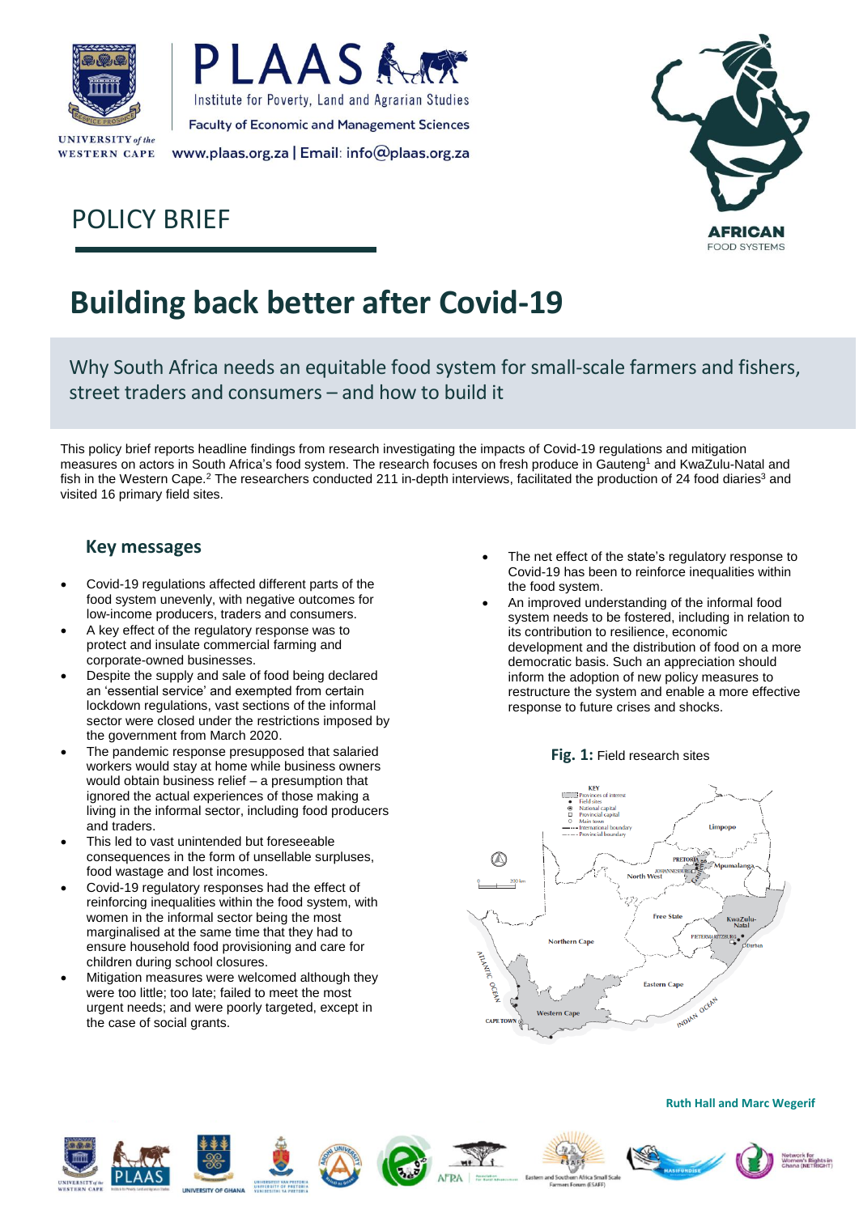POLICY BRIEF

# Building back better after Covid-19

## Why South Africa needs an equitable food system for small-scale farmers and fishers, street traders and consumers – and how to build it

This policy brief reports headline findings from research investigating the impacts of Covid-19 regulations and mitigation measures on actors in South Africa's food system. The research focuses on fresh produce in Gauteng[1] and KwaZulu-Natal and fish in the Western Cape.[2] The researchers conducted 211 in-depth interviews, facilitated the production of 24 food diaries[3] and visited 16 primary field sites.

### Key messages

- Covid-19 regulations affected different parts of the food system unevenly, with negative outcomes for low-income producers, traders and consumers.
- A key effect of the regulatory response was to protect and insulate commercial farming and corporate-owned businesses.
- Despite the supply and sale of food being declared an 'essential service' and exempted from certain lockdown regulations, vast sections of the informal sector were closed under the restrictions imposed by the government from March 2020.
- The pandemic response presupposed that salaried workers would stay at home while business owners would obtain business relief – a presumption that ignored the actual experiences of those making a living in the informal sector, including food producers and traders.
- This led to vast unintended but foreseeable consequences in the form of unsellable surpluses, food wastage and lost incomes.
- Covid-19 regulatory responses had the effect of reinforcing inequalities within the food system, with women in the informal sector being the most marginalised at the same time that they had to ensure household food provisioning and care for children during school closures.
- Mitigation measures were welcomed although they were too little; too late; failed to meet the most urgent needs; and were poorly targeted, except in the case of social grants.
- The net effect of the state's regulatory response to Covid-19 has been to reinforce inequalities within the food system.
- An improved understanding of the informal food system needs to be fostered, including in relation to its contribution to resilience, economic development and the distribution of food on a more democratic basis. Such an appreciation should inform the adoption of new policy measures to restructure the system and enable a more effective response to future crises and shocks.

**Fig. 1:** Field research sites

**Ruth Hall and Marc Wegerif**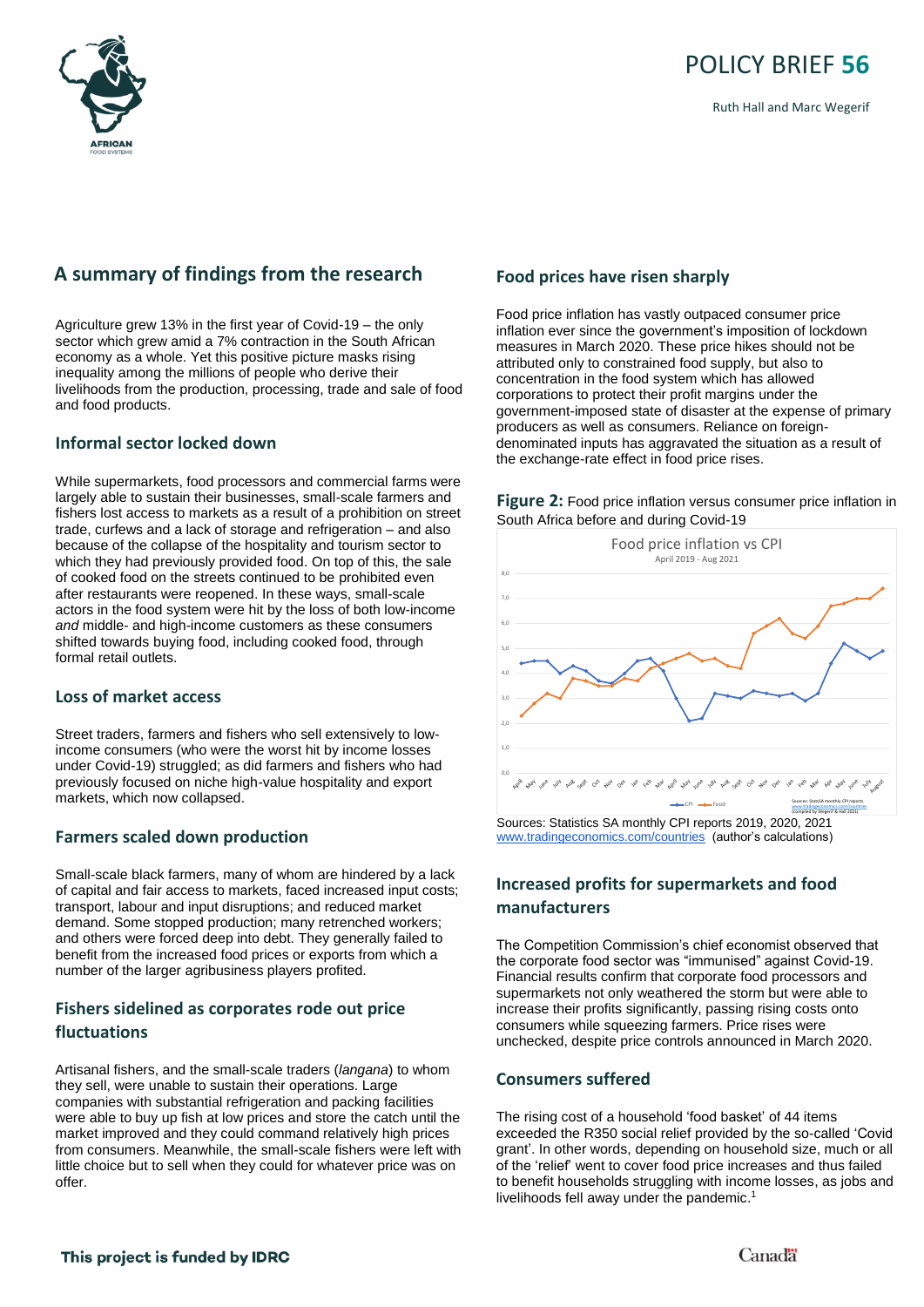# POLICY BRIEF 56

Ruth Hall and Marc Wegerif

## A summary of findings from the research

Agriculture grew 13% in the first year of Covid-19 – the only sector which grew amid a 7% contraction in the South African economy as a whole. Yet this positive picture masks rising inequality among the millions of people who derive their livelihoods from the production, processing, trade and sale of food and food products.

### Informal sector locked down

While supermarkets, food processors and commercial farms were largely able to sustain their businesses, small-scale farmers and fishers lost access to markets as a result of a prohibition on street trade, curfews and a lack of storage and refrigeration – and also because of the collapse of the hospitality and tourism sector to which they had previously provided food. On top of this, the sale of cooked food on the streets continued to be prohibited even after restaurants were reopened. In these ways, small-scale actors in the food system were hit by the loss of both low-income *and* middle- and high-income customers as these consumers shifted towards buying food, including cooked food, through formal retail outlets.

### Loss of market access

Street traders, farmers and fishers who sell extensively to low-income consumers (who were the worst hit by income losses under Covid-19) struggled; as did farmers and fishers who had previously focused on niche high-value hospitality and export markets, which now collapsed.

### Farmers scaled down production

Small-scale black farmers, many of whom are hindered by a lack of capital and fair access to markets, faced increased input costs; transport, labour and input disruptions; and reduced market demand. Some stopped production; many retrenched workers; and others were forced deep into debt. They generally failed to benefit from the increased food prices or exports from which a number of the larger agribusiness players profited.

### Fishers sidelined as corporates rode out price fluctuations

Artisanal fishers, and the small-scale traders (*langana*) to whom they sell, were unable to sustain their operations. Large companies with substantial refrigeration and packing facilities were able to buy up fish at low prices and store the catch until the market improved and they could command relatively high prices from consumers. Meanwhile, the small-scale fishers were left with little choice but to sell when they could for whatever price was on offer.

### Food prices have risen sharply

Food price inflation has vastly outpaced consumer price inflation ever since the government's imposition of lockdown measures in March 2020. These price hikes should not be attributed only to constrained food supply, but also to concentration in the food system which has allowed corporations to protect their profit margins under the government-imposed state of disaster at the expense of primary producers as well as consumers. Reliance on foreign-denominated inputs has aggravated the situation as a result of the exchange-rate effect in food price rises.

**Figure 2:** Food price inflation versus consumer price inflation in South Africa before and during Covid-19

Sources: Statistics SA monthly CPI reports 2019, 2020, 2021 www.tradingeconomics.com/countries (author's calculations)

### Increased profits for supermarkets and food manufacturers

The Competition Commission's chief economist observed that the corporate food sector was "immunised" against Covid-19. Financial results confirm that corporate food processors and supermarkets not only weathered the storm but were able to increase their profits significantly, passing rising costs onto consumers while squeezing farmers. Price rises were unchecked, despite price controls announced in March 2020.

### Consumers suffered

The rising cost of a household 'food basket' of 44 items exceeded the R350 social relief provided by the so-called 'Covid grant'. In other words, depending on household size, much or all of the 'relief' went to cover food price increases and thus failed to benefit households struggling with income losses, as jobs and livelihoods fell away under the pandemic.[1]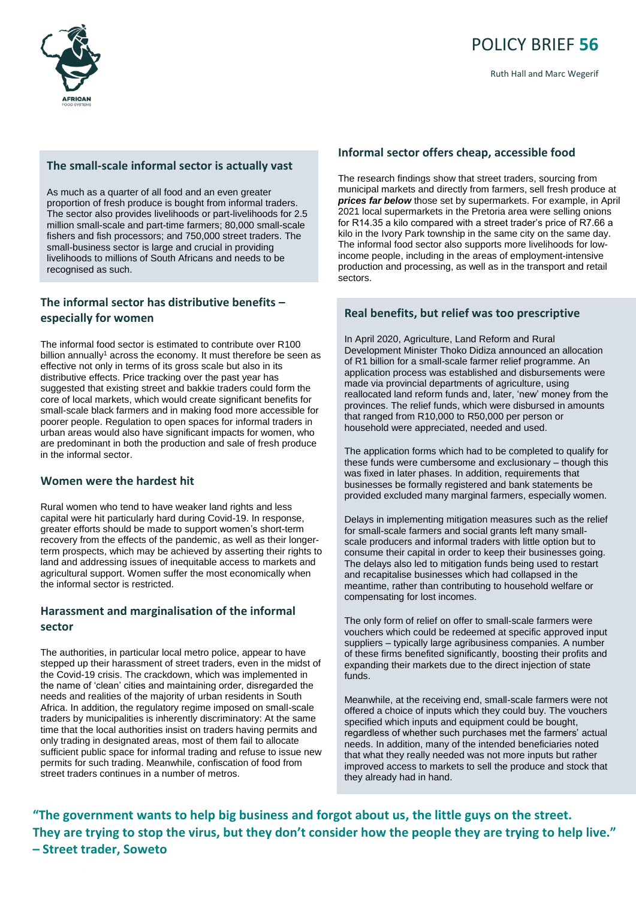# POLICY BRIEF **56**

Ruth Hall and Marc Wegerif

## The small-scale informal sector is actually vast

As much as a quarter of all food and an even greater proportion of fresh produce is bought from informal traders. The sector also provides livelihoods or part-livelihoods for 2.5 million small-scale and part-time farmers; 80,000 small-scale fishers and fish processors; and 750,000 street traders. The small-business sector is large and crucial in providing livelihoods to millions of South Africans and needs to be recognised as such.

## The informal sector has distributive benefits – especially for women

The informal food sector is estimated to contribute over R100 billion annually[1] across the economy. It must therefore be seen as effective not only in terms of its gross scale but also in its distributive effects. Price tracking over the past year has suggested that existing street and bakkie traders could form the core of local markets, which would create significant benefits for small-scale black farmers and in making food more accessible for poorer people. Regulation to open spaces for informal traders in urban areas would also have significant impacts for women, who are predominant in both the production and sale of fresh produce in the informal sector.

## Women were the hardest hit

Rural women who tend to have weaker land rights and less capital were hit particularly hard during Covid-19. In response, greater efforts should be made to support women's short-term recovery from the effects of the pandemic, as well as their longer-term prospects, which may be achieved by asserting their rights to land and addressing issues of inequitable access to markets and agricultural support. Women suffer the most economically when the informal sector is restricted.

## Harassment and marginalisation of the informal sector

The authorities, in particular local metro police, appear to have stepped up their harassment of street traders, even in the midst of the Covid-19 crisis. The crackdown, which was implemented in the name of 'clean' cities and maintaining order, disregarded the needs and realities of the majority of urban residents in South Africa. In addition, the regulatory regime imposed on small-scale traders by municipalities is inherently discriminatory: At the same time that the local authorities insist on traders having permits and only trading in designated areas, most of them fail to allocate sufficient public space for informal trading and refuse to issue new permits for such trading. Meanwhile, confiscation of food from street traders continues in a number of metros.

## Informal sector offers cheap, accessible food

The research findings show that street traders, sourcing from municipal markets and directly from farmers, sell fresh produce at ***prices far below*** those set by supermarkets. For example, in April 2021 local supermarkets in the Pretoria area were selling onions for R14.35 a kilo compared with a street trader's price of R7.66 a kilo in the Ivory Park township in the same city on the same day. The informal food sector also supports more livelihoods for low-income people, including in the areas of employment-intensive production and processing, as well as in the transport and retail sectors.

## Real benefits, but relief was too prescriptive

In April 2020, Agriculture, Land Reform and Rural Development Minister Thoko Didiza announced an allocation of R1 billion for a small-scale farmer relief programme. An application process was established and disbursements were made via provincial departments of agriculture, using reallocated land reform funds and, later, 'new' money from the provinces. The relief funds, which were disbursed in amounts that ranged from R10,000 to R50,000 per person or household were appreciated, needed and used.

The application forms which had to be completed to qualify for these funds were cumbersome and exclusionary – though this was fixed in later phases. In addition, requirements that businesses be formally registered and bank statements be provided excluded many marginal farmers, especially women.

Delays in implementing mitigation measures such as the relief for small-scale farmers and social grants left many small-scale producers and informal traders with little option but to consume their capital in order to keep their businesses going. The delays also led to mitigation funds being used to restart and recapitalise businesses which had collapsed in the meantime, rather than contributing to household welfare or compensating for lost incomes.

The only form of relief on offer to small-scale farmers were vouchers which could be redeemed at specific approved input suppliers – typically large agribusiness companies. A number of these firms benefited significantly, boosting their profits and expanding their markets due to the direct injection of state funds.

Meanwhile, at the receiving end, small-scale farmers were not offered a choice of inputs which they could buy. The vouchers specified which inputs and equipment could be bought, regardless of whether such purchases met the farmers' actual needs. In addition, many of the intended beneficiaries noted that what they really needed was not more inputs but rather improved access to markets to sell the produce and stock that they already had in hand.

**"The government wants to help big business and forgot about us, the little guys on the street. They are trying to stop the virus, but they don't consider how the people they are trying to help live." – Street trader, Soweto**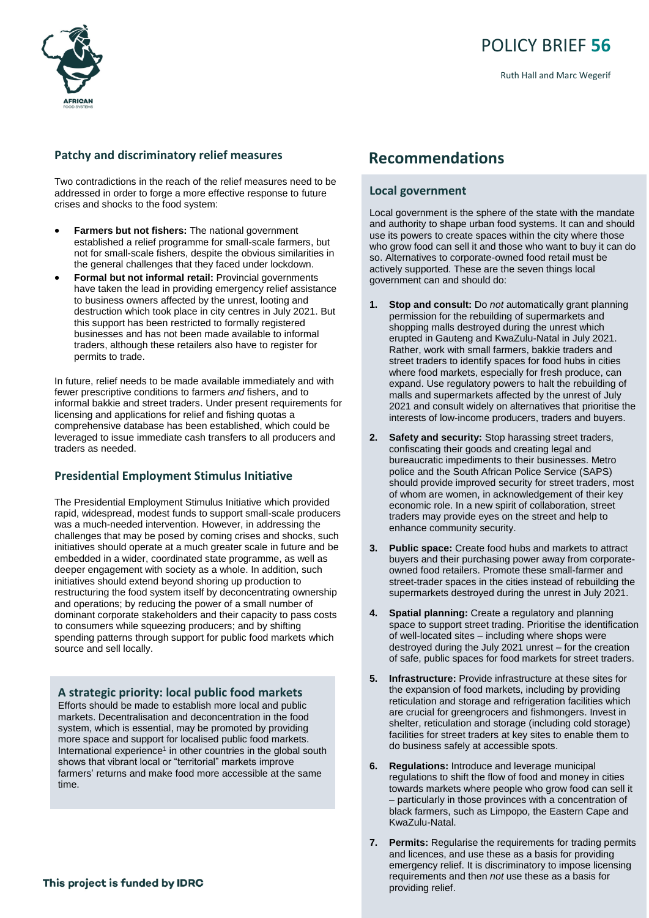## Patchy and discriminatory relief measures

Two contradictions in the reach of the relief measures need to be addressed in order to forge a more effective response to future crises and shocks to the food system:

- **Farmers but not fishers:** The national government established a relief programme for small-scale farmers, but not for small-scale fishers, despite the obvious similarities in the general challenges that they faced under lockdown.
- **Formal but not informal retail:** Provincial governments have taken the lead in providing emergency relief assistance to business owners affected by the unrest, looting and destruction which took place in city centres in July 2021. But this support has been restricted to formally registered businesses and has not been made available to informal traders, although these retailers also have to register for permits to trade.

In future, relief needs to be made available immediately and with fewer prescriptive conditions to farmers *and* fishers, and to informal bakkie and street traders. Under present requirements for licensing and applications for relief and fishing quotas a comprehensive database has been established, which could be leveraged to issue immediate cash transfers to all producers and traders as needed.

## Presidential Employment Stimulus Initiative

The Presidential Employment Stimulus Initiative which provided rapid, widespread, modest funds to support small-scale producers was a much-needed intervention. However, in addressing the challenges that may be posed by coming crises and shocks, such initiatives should operate at a much greater scale in future and be embedded in a wider, coordinated state programme, as well as deeper engagement with society as a whole. In addition, such initiatives should extend beyond shoring up production to restructuring the food system itself by deconcentrating ownership and operations; by reducing the power of a small number of dominant corporate stakeholders and their capacity to pass costs to consumers while squeezing producers; and by shifting spending patterns through support for public food markets which source and sell locally.

### A strategic priority: local public food markets

Efforts should be made to establish more local and public markets. Decentralisation and deconcentration in the food system, which is essential, may be promoted by providing more space and support for localised public food markets. International experience[1] in other countries in the global south shows that vibrant local or "territorial" markets improve farmers' returns and make food more accessible at the same time.

# Recommendations

## Local government

Local government is the sphere of the state with the mandate and authority to shape urban food systems. It can and should use its powers to create spaces within the city where those who grow food can sell it and those who want to buy it can do so. Alternatives to corporate-owned food retail must be actively supported. These are the seven things local government can and should do:

1. **Stop and consult:** Do *not* automatically grant planning permission for the rebuilding of supermarkets and shopping malls destroyed during the unrest which erupted in Gauteng and KwaZulu-Natal in July 2021. Rather, work with small farmers, bakkie traders and street traders to identify spaces for food hubs in cities where food markets, especially for fresh produce, can expand. Use regulatory powers to halt the rebuilding of malls and supermarkets affected by the unrest of July 2021 and consult widely on alternatives that prioritise the interests of low-income producers, traders and buyers.
2. **Safety and security:** Stop harassing street traders, confiscating their goods and creating legal and bureaucratic impediments to their businesses. Metro police and the South African Police Service (SAPS) should provide improved security for street traders, most of whom are women, in acknowledgement of their key economic role. In a new spirit of collaboration, street traders may provide eyes on the street and help to enhance community security.
3. **Public space:** Create food hubs and markets to attract buyers and their purchasing power away from corporate-owned food retailers. Promote these small-farmer and street-trader spaces in the cities instead of rebuilding the supermarkets destroyed during the unrest in July 2021.
4. **Spatial planning:** Create a regulatory and planning space to support street trading. Prioritise the identification of well-located sites – including where shops were destroyed during the July 2021 unrest – for the creation of safe, public spaces for food markets for street traders.
5. **Infrastructure:** Provide infrastructure at these sites for the expansion of food markets, including by providing reticulation and storage and refrigeration facilities which are crucial for greengrocers and fishmongers. Invest in shelter, reticulation and storage (including cold storage) facilities for street traders at key sites to enable them to do business safely at accessible spots.
6. **Regulations:** Introduce and leverage municipal regulations to shift the flow of food and money in cities towards markets where people who grow food can sell it – particularly in those provinces with a concentration of black farmers, such as Limpopo, the Eastern Cape and KwaZulu-Natal.
7. **Permits:** Regularise the requirements for trading permits and licences, and use these as a basis for providing emergency relief. It is discriminatory to impose licensing requirements and then *not* use these as a basis for providing relief.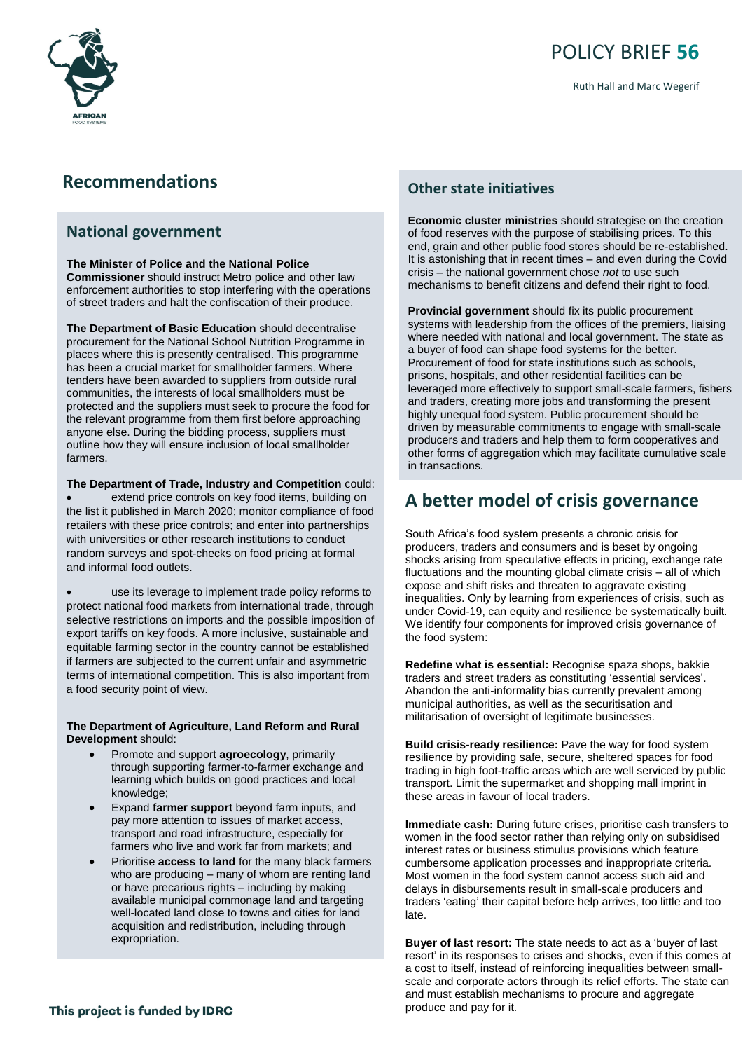## Recommendations

### National government

**The Minister of Police and the National Police Commissioner** should instruct Metro police and other law enforcement authorities to stop interfering with the operations of street traders and halt the confiscation of their produce.

**The Department of Basic Education** should decentralise procurement for the National School Nutrition Programme in places where this is presently centralised. This programme has been a crucial market for smallholder farmers. Where tenders have been awarded to suppliers from outside rural communities, the interests of local smallholders must be protected and the suppliers must seek to procure the food for the relevant programme from them first before approaching anyone else. During the bidding process, suppliers must outline how they will ensure inclusion of local smallholder farmers.

**The Department of Trade, Industry and Competition** could:

- extend price controls on key food items, building on the list it published in March 2020; monitor compliance of food retailers with these price controls; and enter into partnerships with universities or other research institutions to conduct random surveys and spot-checks on food pricing at formal and informal food outlets.
- use its leverage to implement trade policy reforms to protect national food markets from international trade, through selective restrictions on imports and the possible imposition of export tariffs on key foods. A more inclusive, sustainable and equitable farming sector in the country cannot be established if farmers are subjected to the current unfair and asymmetric terms of international competition. This is also important from a food security point of view.

**The Department of Agriculture, Land Reform and Rural Development** should:

- Promote and support **agroecology**, primarily through supporting farmer-to-farmer exchange and learning which builds on good practices and local knowledge;
- Expand **farmer support** beyond farm inputs, and pay more attention to issues of market access, transport and road infrastructure, especially for farmers who live and work far from markets; and
- Prioritise **access to land** for the many black farmers who are producing – many of whom are renting land or have precarious rights – including by making available municipal commonage land and targeting well-located land close to towns and cities for land acquisition and redistribution, including through expropriation.

### Other state initiatives

**Economic cluster ministries** should strategise on the creation of food reserves with the purpose of stabilising prices. To this end, grain and other public food stores should be re-established. It is astonishing that in recent times – and even during the Covid crisis – the national government chose *not* to use such mechanisms to benefit citizens and defend their right to food.

**Provincial government** should fix its public procurement systems with leadership from the offices of the premiers, liaising where needed with national and local government. The state as a buyer of food can shape food systems for the better. Procurement of food for state institutions such as schools, prisons, hospitals, and other residential facilities can be leveraged more effectively to support small-scale farmers, fishers and traders, creating more jobs and transforming the present highly unequal food system. Public procurement should be driven by measurable commitments to engage with small-scale producers and traders and help them to form cooperatives and other forms of aggregation which may facilitate cumulative scale in transactions.

## A better model of crisis governance

South Africa's food system presents a chronic crisis for producers, traders and consumers and is beset by ongoing shocks arising from speculative effects in pricing, exchange rate fluctuations and the mounting global climate crisis – all of which expose and shift risks and threaten to aggravate existing inequalities. Only by learning from experiences of crisis, such as under Covid-19, can equity and resilience be systematically built. We identify four components for improved crisis governance of the food system:

**Redefine what is essential:** Recognise spaza shops, bakkie traders and street traders as constituting 'essential services'. Abandon the anti-informality bias currently prevalent among municipal authorities, as well as the securitisation and militarisation of oversight of legitimate businesses.

**Build crisis-ready resilience:** Pave the way for food system resilience by providing safe, secure, sheltered spaces for food trading in high foot-traffic areas which are well serviced by public transport. Limit the supermarket and shopping mall imprint in these areas in favour of local traders.

**Immediate cash:** During future crises, prioritise cash transfers to women in the food sector rather than relying only on subsidised interest rates or business stimulus provisions which feature cumbersome application processes and inappropriate criteria. Most women in the food system cannot access such aid and delays in disbursements result in small-scale producers and traders 'eating' their capital before help arrives, too little and too late.

**Buyer of last resort:** The state needs to act as a 'buyer of last resort' in its responses to crises and shocks, even if this comes at a cost to itself, instead of reinforcing inequalities between small-scale and corporate actors through its relief efforts. The state can and must establish mechanisms to procure and aggregate produce and pay for it.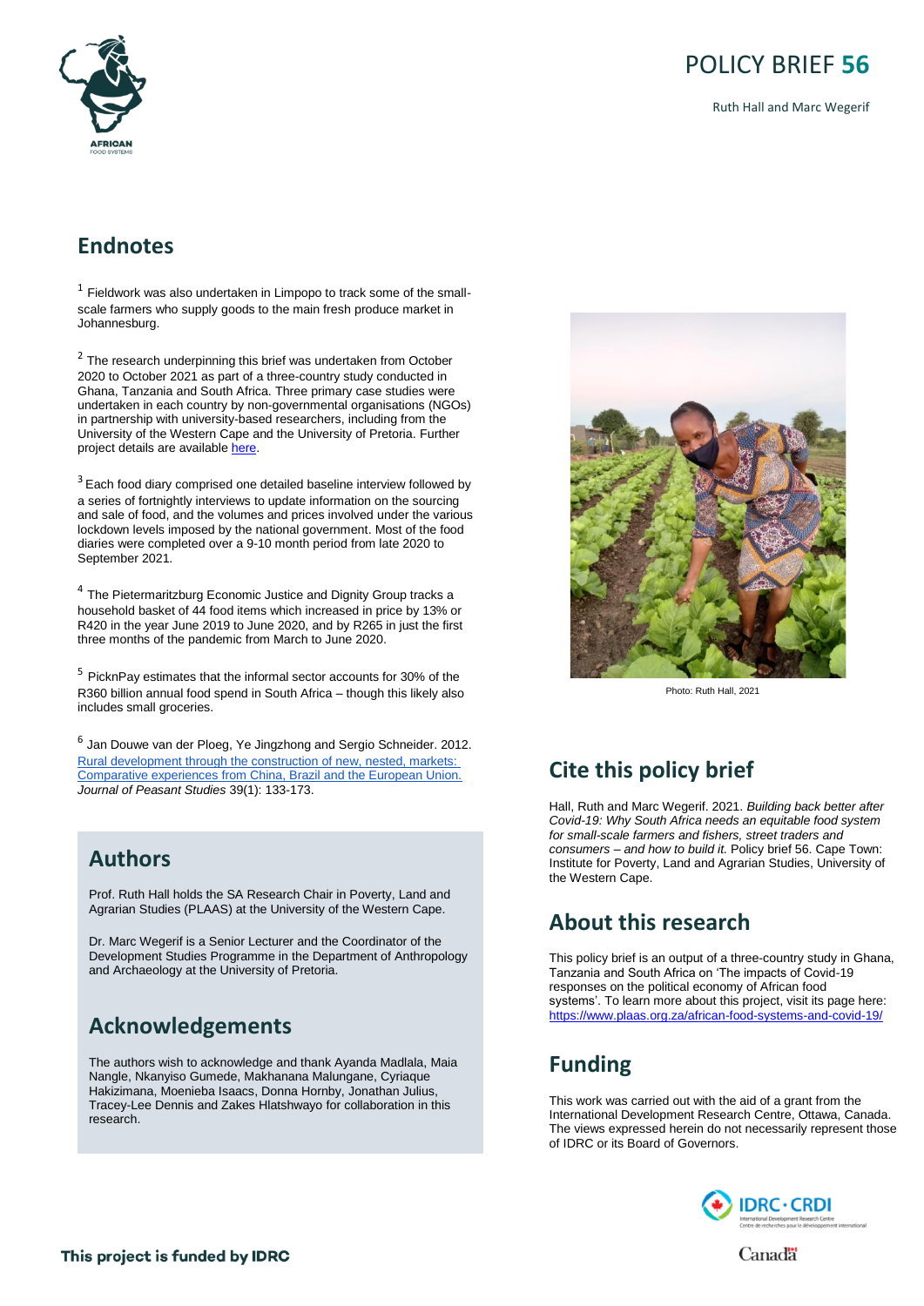POLICY BRIEF **56**

Ruth Hall and Marc Wegerif

## Endnotes

[1] Fieldwork was also undertaken in Limpopo to track some of the small-scale farmers who supply goods to the main fresh produce market in Johannesburg.

[2] The research underpinning this brief was undertaken from October 2020 to October 2021 as part of a three-country study conducted in Ghana, Tanzania and South Africa. Three primary case studies were undertaken in each country by non-governmental organisations (NGOs) in partnership with university-based researchers, including from the University of the Western Cape and the University of Pretoria. Further project details are available here.

[3] Each food diary comprised one detailed baseline interview followed by a series of fortnightly interviews to update information on the sourcing and sale of food, and the volumes and prices involved under the various lockdown levels imposed by the national government. Most of the food diaries were completed over a 9-10 month period from late 2020 to September 2021.

[4] The Pietermaritzburg Economic Justice and Dignity Group tracks a household basket of 44 food items which increased in price by 13% or R420 in the year June 2019 to June 2020, and by R265 in just the first three months of the pandemic from March to June 2020.

[5] PicknPay estimates that the informal sector accounts for 30% of the R360 billion annual food spend in South Africa – though this likely also includes small groceries.

[6] Jan Douwe van der Ploeg, Ye Jingzhong and Sergio Schneider. 2012. Rural development through the construction of new, nested, markets: Comparative experiences from China, Brazil and the European Union. *Journal of Peasant Studies* 39(1): 133-173.

## Authors

Prof. Ruth Hall holds the SA Research Chair in Poverty, Land and Agrarian Studies (PLAAS) at the University of the Western Cape.

Dr. Marc Wegerif is a Senior Lecturer and the Coordinator of the Development Studies Programme in the Department of Anthropology and Archaeology at the University of Pretoria.

## Acknowledgements

The authors wish to acknowledge and thank Ayanda Madlala, Maia Nangle, Nkanyiso Gumede, Makhanana Malungane, Cyriaque Hakizimana, Moenieba Isaacs, Donna Hornby, Jonathan Julius, Tracey-Lee Dennis and Zakes Hlatshwayo for collaboration in this research.

Photo: Ruth Hall, 2021

## Cite this policy brief

Hall, Ruth and Marc Wegerif. 2021. *Building back better after Covid-19: Why South Africa needs an equitable food system for small-scale farmers and fishers, street traders and consumers – and how to build it.* Policy brief 56. Cape Town: Institute for Poverty, Land and Agrarian Studies, University of the Western Cape.

## About this research

This policy brief is an output of a three-country study in Ghana, Tanzania and South Africa on 'The impacts of Covid-19 responses on the political economy of African food systems'. To learn more about this project, visit its page here: https://www.plaas.org.za/african-food-systems-and-covid-19/

## Funding

This work was carried out with the aid of a grant from the International Development Research Centre, Ottawa, Canada. The views expressed herein do not necessarily represent those of IDRC or its Board of Governors.

**This project is funded by IDRC**